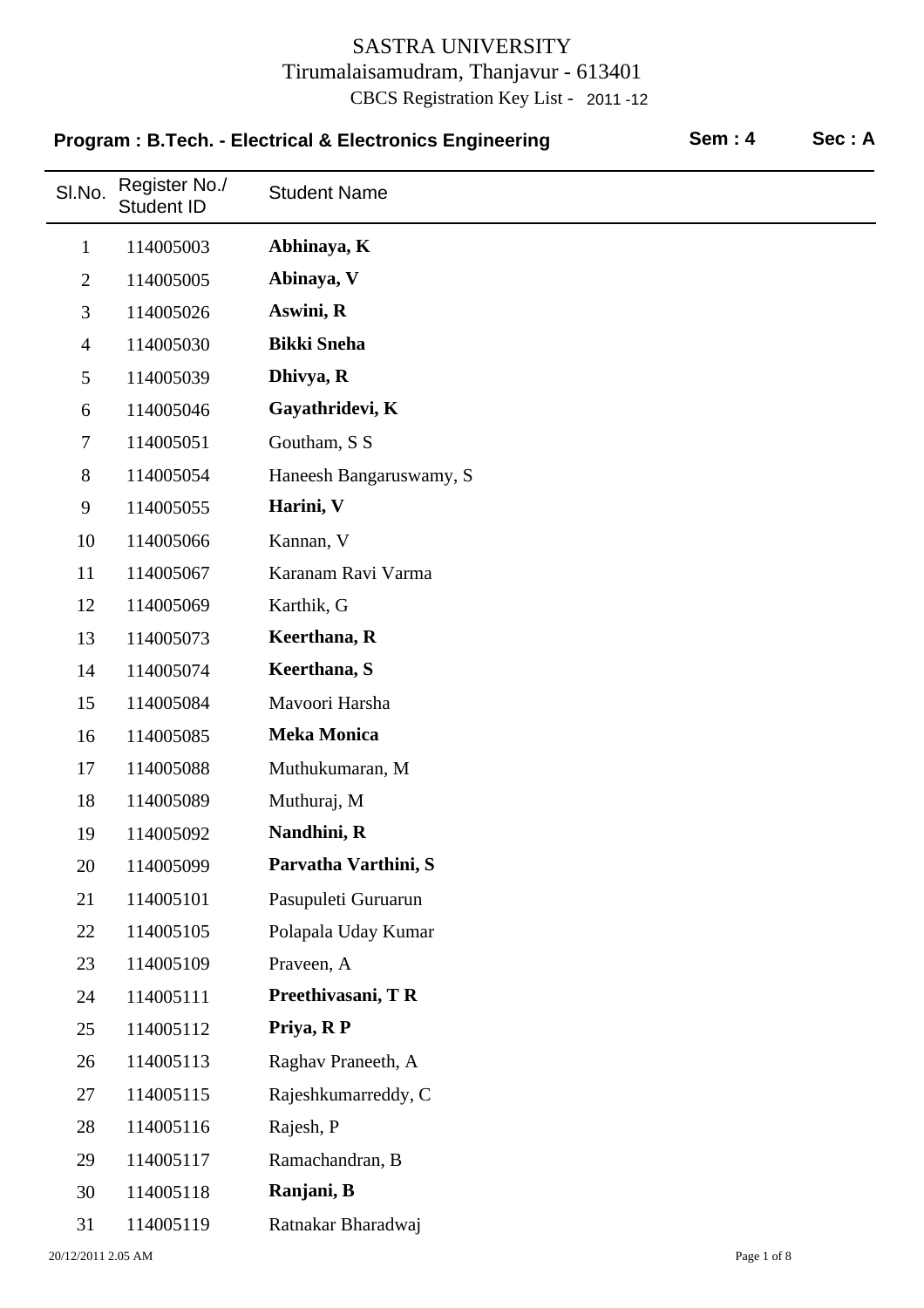# SASTRA UNIVERSITY

Tirumalaisamudram, Thanjavur - 613401

CBCS Registration Key List - 2011 -12

**Program : B.Tech. - Electrical & Electronics Engineering** **Sem : 4** **Sec : A**

| Sl.No. | Register No./ Student ID | Student Name |
|---|---|---|
| 1 | 114005003 | **Abhinaya, K** |
| 2 | 114005005 | **Abinaya, V** |
| 3 | 114005026 | **Aswini, R** |
| 4 | 114005030 | **Bikki Sneha** |
| 5 | 114005039 | **Dhivya, R** |
| 6 | 114005046 | **Gayathridevi, K** |
| 7 | 114005051 | Goutham, S S |
| 8 | 114005054 | Haneesh Bangaruswamy, S |
| 9 | 114005055 | **Harini, V** |
| 10 | 114005066 | Kannan, V |
| 11 | 114005067 | Karanam Ravi Varma |
| 12 | 114005069 | Karthik, G |
| 13 | 114005073 | **Keerthana, R** |
| 14 | 114005074 | **Keerthana, S** |
| 15 | 114005084 | Mavoori Harsha |
| 16 | 114005085 | **Meka Monica** |
| 17 | 114005088 | Muthukumaran, M |
| 18 | 114005089 | Muthuraj, M |
| 19 | 114005092 | **Nandhini, R** |
| 20 | 114005099 | **Parvatha Varthini, S** |
| 21 | 114005101 | Pasupuleti Guruarun |
| 22 | 114005105 | Polapala Uday Kumar |
| 23 | 114005109 | Praveen, A |
| 24 | 114005111 | **Preethivasani, T R** |
| 25 | 114005112 | **Priya, R P** |
| 26 | 114005113 | Raghav Praneeth, A |
| 27 | 114005115 | Rajeshkumarreddy, C |
| 28 | 114005116 | Rajesh, P |
| 29 | 114005117 | Ramachandran, B |
| 30 | 114005118 | **Ranjani, B** |
| 31 | 114005119 | Ratnakar Bharadwaj |

20/12/2011 2.05 AM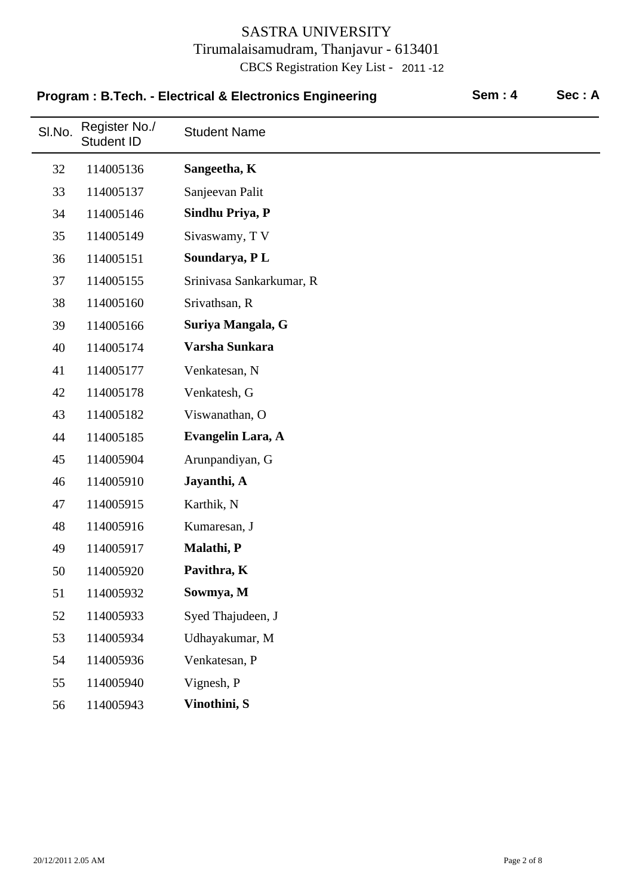SASTRA UNIVERSITY

Tirumalaisamudram, Thanjavur - 613401

CBCS Registration Key List - 2011 -12

**Program : B.Tech. - Electrical & Electronics Engineering** **Sem : 4** **Sec : A**

| Sl.No. | Register No./ Student ID | Student Name |
|---|---|---|
| 32 | 114005136 | **Sangeetha, K** |
| 33 | 114005137 | Sanjeevan Palit |
| 34 | 114005146 | **Sindhu Priya, P** |
| 35 | 114005149 | Sivaswamy, T V |
| 36 | 114005151 | **Soundarya, P L** |
| 37 | 114005155 | Srinivasa Sankarkumar, R |
| 38 | 114005160 | Srivathsan, R |
| 39 | 114005166 | **Suriya Mangala, G** |
| 40 | 114005174 | **Varsha Sunkara** |
| 41 | 114005177 | Venkatesan, N |
| 42 | 114005178 | Venkatesh, G |
| 43 | 114005182 | Viswanathan, O |
| 44 | 114005185 | **Evangelin Lara, A** |
| 45 | 114005904 | Arunpandiyan, G |
| 46 | 114005910 | **Jayanthi, A** |
| 47 | 114005915 | Karthik, N |
| 48 | 114005916 | Kumaresan, J |
| 49 | 114005917 | **Malathi, P** |
| 50 | 114005920 | **Pavithra, K** |
| 51 | 114005932 | **Sowmya, M** |
| 52 | 114005933 | Syed Thajudeen, J |
| 53 | 114005934 | Udhayakumar, M |
| 54 | 114005936 | Venkatesan, P |
| 55 | 114005940 | Vignesh, P |
| 56 | 114005943 | **Vinothini, S** |

20/12/2011 2.05 AM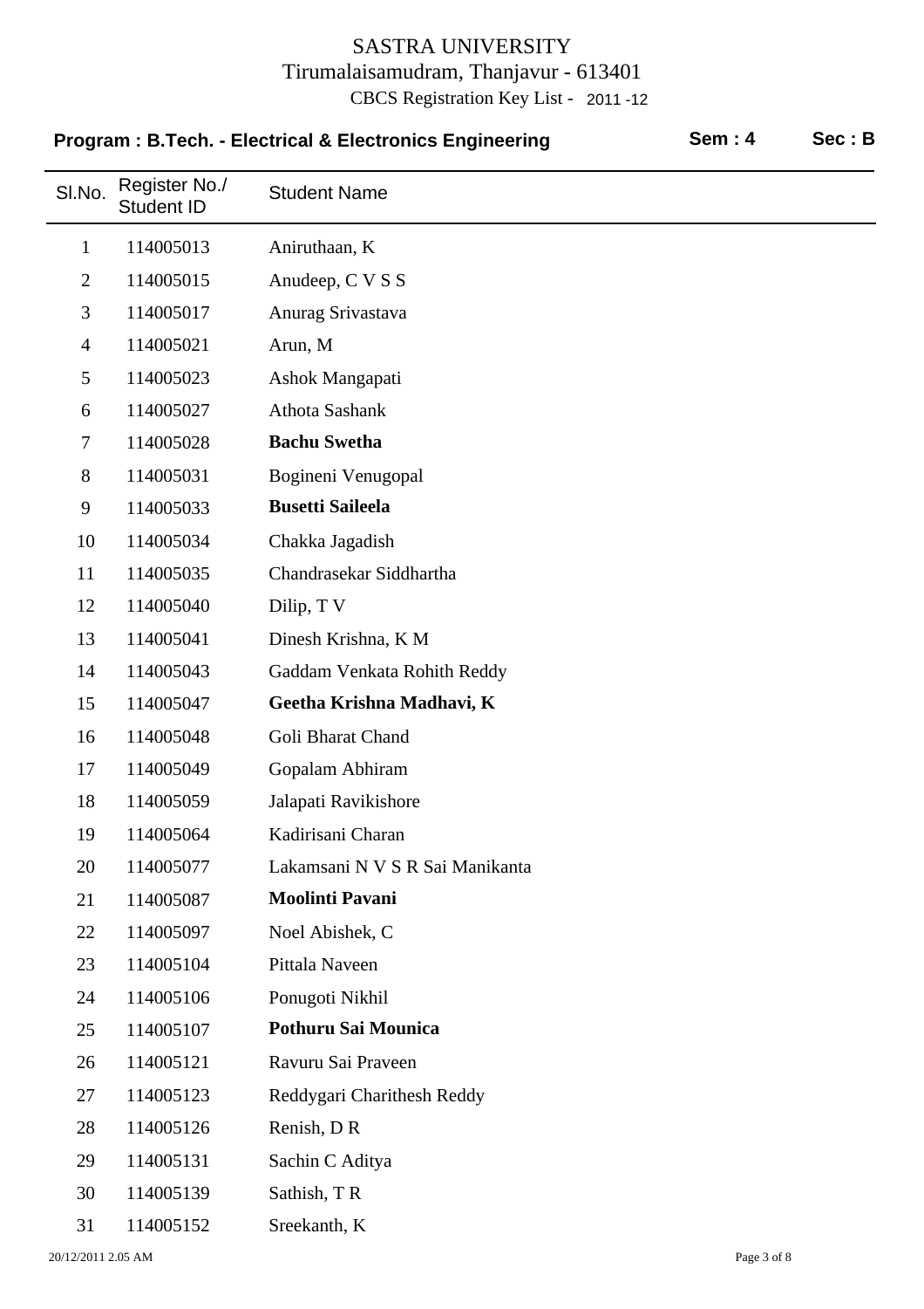# SASTRA UNIVERSITY

Tirumalaisamudram, Thanjavur - 613401

CBCS Registration Key List - 2011 -12

**Program : B.Tech. - Electrical & Electronics Engineering** **Sem : 4** **Sec : B**

| Sl.No. | Register No./ Student ID | Student Name |
|---|---|---|
| 1 | 114005013 | Aniruthaan, K |
| 2 | 114005015 | Anudeep, C V S S |
| 3 | 114005017 | Anurag Srivastava |
| 4 | 114005021 | Arun, M |
| 5 | 114005023 | Ashok Mangapati |
| 6 | 114005027 | Athota Sashank |
| 7 | 114005028 | **Bachu Swetha** |
| 8 | 114005031 | Bogineni Venugopal |
| 9 | 114005033 | **Busetti Saileela** |
| 10 | 114005034 | Chakka Jagadish |
| 11 | 114005035 | Chandrasekar Siddhartha |
| 12 | 114005040 | Dilip, T V |
| 13 | 114005041 | Dinesh Krishna, K M |
| 14 | 114005043 | Gaddam Venkata Rohith Reddy |
| 15 | 114005047 | **Geetha Krishna Madhavi, K** |
| 16 | 114005048 | Goli Bharat Chand |
| 17 | 114005049 | Gopalam Abhiram |
| 18 | 114005059 | Jalapati Ravikishore |
| 19 | 114005064 | Kadirisani Charan |
| 20 | 114005077 | Lakamsani N V S R Sai Manikanta |
| 21 | 114005087 | **Moolinti Pavani** |
| 22 | 114005097 | Noel Abishek, C |
| 23 | 114005104 | Pittala Naveen |
| 24 | 114005106 | Ponugoti Nikhil |
| 25 | 114005107 | **Pothuru Sai Mounica** |
| 26 | 114005121 | Ravuru Sai Praveen |
| 27 | 114005123 | Reddygari Charithesh Reddy |
| 28 | 114005126 | Renish, D R |
| 29 | 114005131 | Sachin C Aditya |
| 30 | 114005139 | Sathish, T R |
| 31 | 114005152 | Sreekanth, K |

20/12/2011 2.05 AM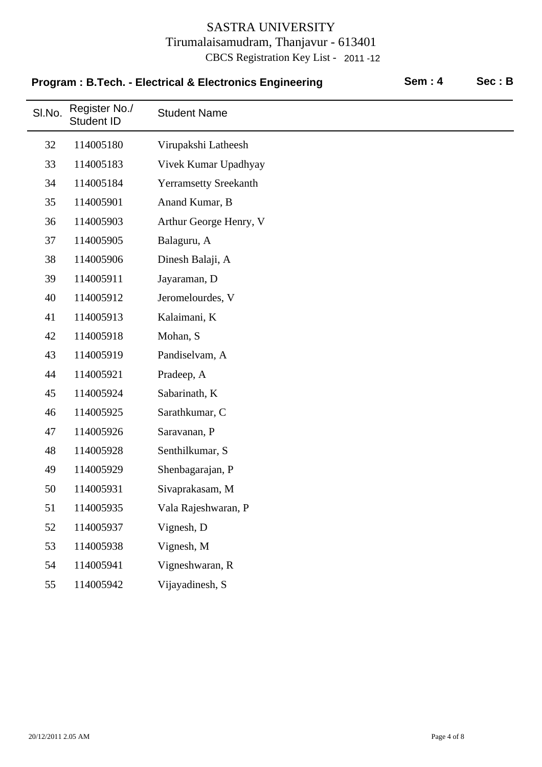# SASTRA UNIVERSITY

Tirumalaisamudram, Thanjavur - 613401

CBCS Registration Key List - 2011 -12

**Program : B.Tech. - Electrical & Electronics Engineering** **Sem : 4** **Sec : B**

| Sl.No. | Register No./ Student ID | Student Name |
|---|---|---|
| 32 | 114005180 | Virupakshi Latheesh |
| 33 | 114005183 | Vivek Kumar Upadhyay |
| 34 | 114005184 | Yerramsetty Sreekanth |
| 35 | 114005901 | Anand Kumar, B |
| 36 | 114005903 | Arthur George Henry, V |
| 37 | 114005905 | Balaguru, A |
| 38 | 114005906 | Dinesh Balaji, A |
| 39 | 114005911 | Jayaraman, D |
| 40 | 114005912 | Jeromelourdes, V |
| 41 | 114005913 | Kalaimani, K |
| 42 | 114005918 | Mohan, S |
| 43 | 114005919 | Pandiselvam, A |
| 44 | 114005921 | Pradeep, A |
| 45 | 114005924 | Sabarinath, K |
| 46 | 114005925 | Sarathkumar, C |
| 47 | 114005926 | Saravanan, P |
| 48 | 114005928 | Senthilkumar, S |
| 49 | 114005929 | Shenbagarajan, P |
| 50 | 114005931 | Sivaprakasam, M |
| 51 | 114005935 | Vala Rajeshwaran, P |
| 52 | 114005937 | Vignesh, D |
| 53 | 114005938 | Vignesh, M |
| 54 | 114005941 | Vigneshwaran, R |
| 55 | 114005942 | Vijayadinesh, S |

20/12/2011 2.05 AM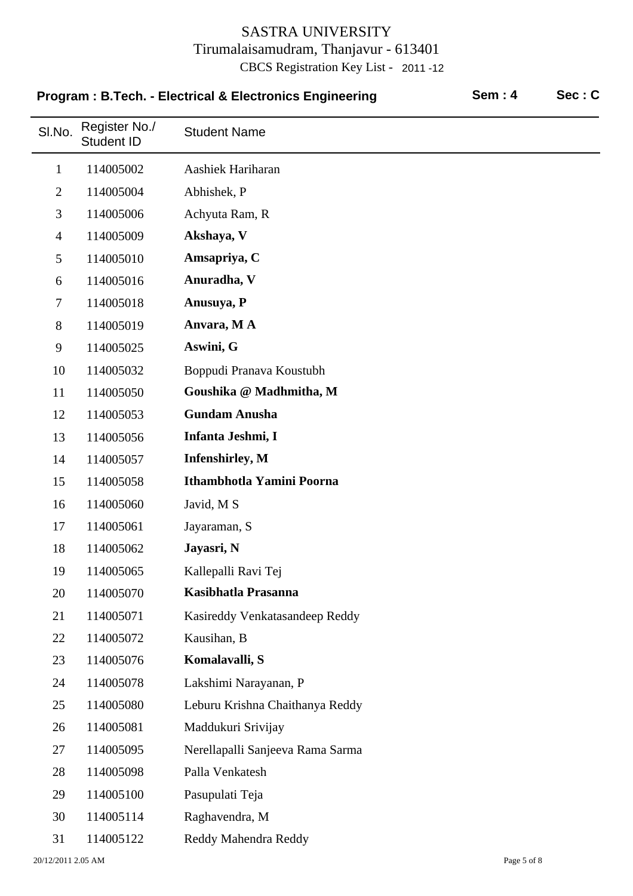# SASTRA UNIVERSITY

Tirumalaisamudram, Thanjavur - 613401

CBCS Registration Key List - 2011 -12

**Program : B.Tech. - Electrical & Electronics Engineering** **Sem : 4** **Sec : C**

| Sl.No. | Register No./ Student ID | Student Name |
|---|---|---|
| 1 | 114005002 | Aashiek Hariharan |
| 2 | 114005004 | Abhishek, P |
| 3 | 114005006 | Achyuta Ram, R |
| 4 | 114005009 | **Akshaya, V** |
| 5 | 114005010 | **Amsapriya, C** |
| 6 | 114005016 | **Anuradha, V** |
| 7 | 114005018 | **Anusuya, P** |
| 8 | 114005019 | **Anvara, M A** |
| 9 | 114005025 | **Aswini, G** |
| 10 | 114005032 | Boppudi Pranava Koustubh |
| 11 | 114005050 | **Goushika @ Madhmitha, M** |
| 12 | 114005053 | **Gundam Anusha** |
| 13 | 114005056 | **Infanta Jeshmi, I** |
| 14 | 114005057 | **Infenshirley, M** |
| 15 | 114005058 | **Ithambhotla Yamini Poorna** |
| 16 | 114005060 | Javid, M S |
| 17 | 114005061 | Jayaraman, S |
| 18 | 114005062 | **Jayasri, N** |
| 19 | 114005065 | Kallepalli Ravi Tej |
| 20 | 114005070 | **Kasibhatla Prasanna** |
| 21 | 114005071 | Kasireddy Venkatasandeep Reddy |
| 22 | 114005072 | Kausihan, B |
| 23 | 114005076 | **Komalavalli, S** |
| 24 | 114005078 | Lakshimi Narayanan, P |
| 25 | 114005080 | Leburu Krishna Chaithanya Reddy |
| 26 | 114005081 | Maddukuri Srivijay |
| 27 | 114005095 | Nerellapalli Sanjeeva Rama Sarma |
| 28 | 114005098 | Palla Venkatesh |
| 29 | 114005100 | Pasupulati Teja |
| 30 | 114005114 | Raghavendra, M |
| 31 | 114005122 | Reddy Mahendra Reddy |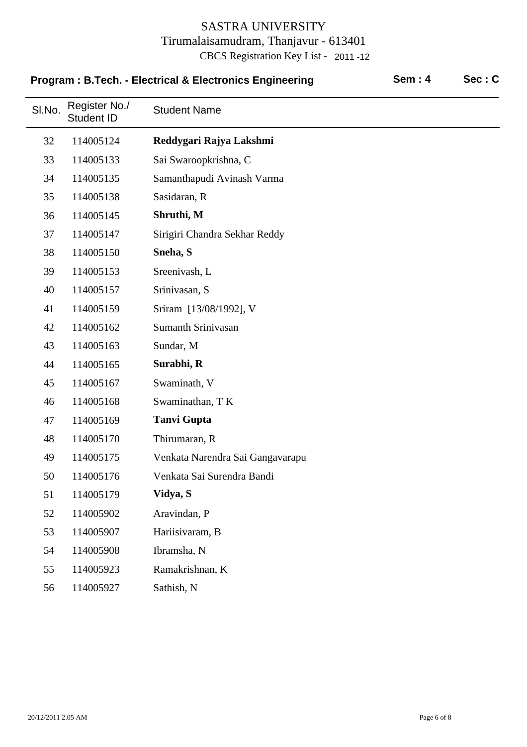# SASTRA UNIVERSITY

Tirumalaisamudram, Thanjavur - 613401

CBCS Registration Key List - 2011 -12

**Program : B.Tech. - Electrical & Electronics Engineering** **Sem : 4** **Sec : C**

| Sl.No. | Register No./ Student ID | Student Name |
|---|---|---|
| 32 | 114005124 | **Reddygari Rajya Lakshmi** |
| 33 | 114005133 | Sai Swaroopkrishna, C |
| 34 | 114005135 | Samanthapudi Avinash Varma |
| 35 | 114005138 | Sasidaran, R |
| 36 | 114005145 | **Shruthi, M** |
| 37 | 114005147 | Sirigiri Chandra Sekhar Reddy |
| 38 | 114005150 | **Sneha, S** |
| 39 | 114005153 | Sreenivash, L |
| 40 | 114005157 | Srinivasan, S |
| 41 | 114005159 | Sriram [13/08/1992], V |
| 42 | 114005162 | Sumanth Srinivasan |
| 43 | 114005163 | Sundar, M |
| 44 | 114005165 | **Surabhi, R** |
| 45 | 114005167 | Swaminath, V |
| 46 | 114005168 | Swaminathan, T K |
| 47 | 114005169 | **Tanvi Gupta** |
| 48 | 114005170 | Thirumaran, R |
| 49 | 114005175 | Venkata Narendra Sai Gangavarapu |
| 50 | 114005176 | Venkata Sai Surendra Bandi |
| 51 | 114005179 | **Vidya, S** |
| 52 | 114005902 | Aravindan, P |
| 53 | 114005907 | Hariisivaram, B |
| 54 | 114005908 | Ibramsha, N |
| 55 | 114005923 | Ramakrishnan, K |
| 56 | 114005927 | Sathish, N |

20/12/2011 2.05 AM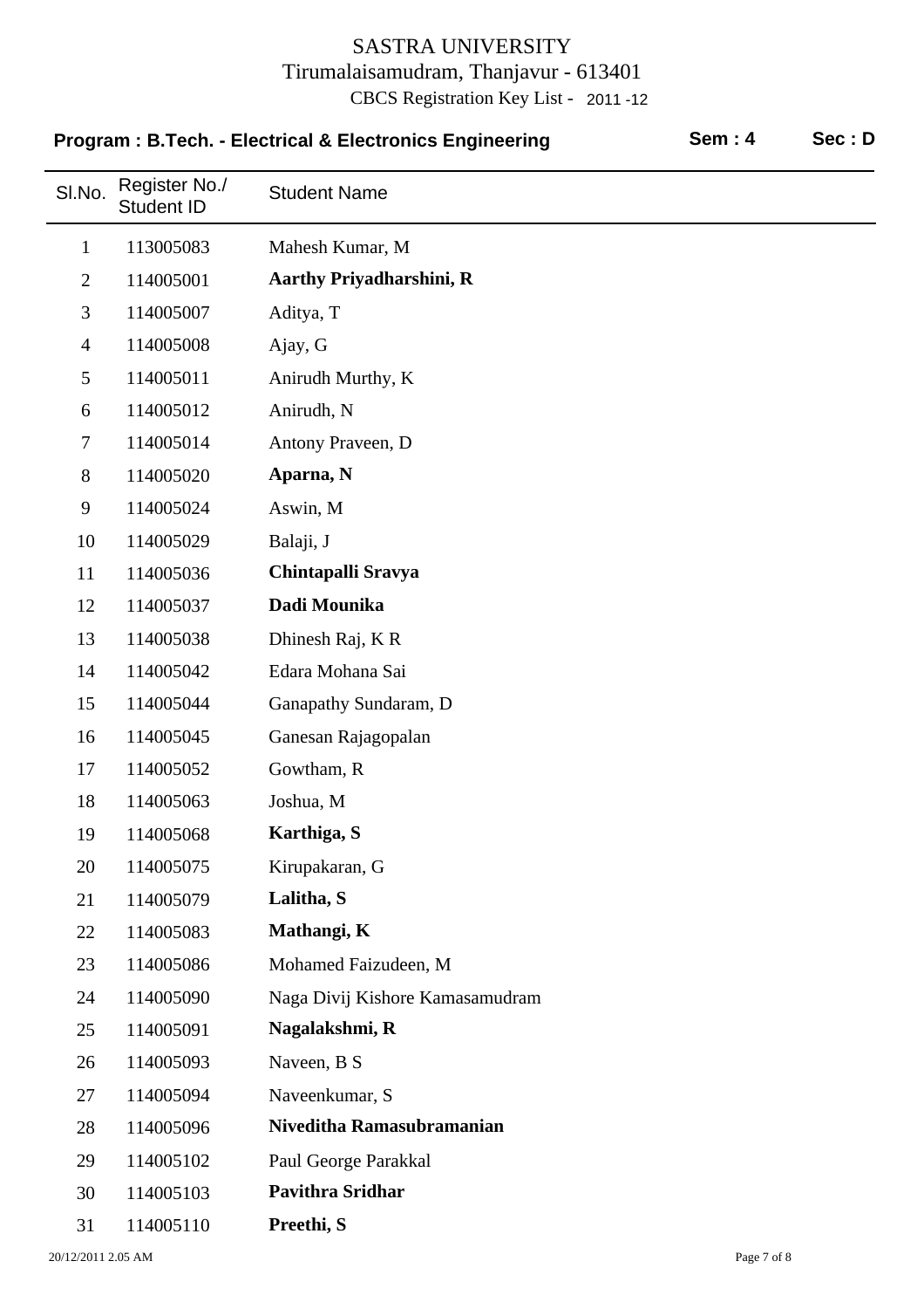# SASTRA UNIVERSITY

Tirumalaisamudram, Thanjavur - 613401

CBCS Registration Key List - 2011 -12

**Program : B.Tech. - Electrical & Electronics Engineering** **Sem : 4** **Sec : D**

| Sl.No. | Register No./ Student ID | Student Name |
|---|---|---|
| 1 | 113005083 | Mahesh Kumar, M |
| 2 | 114005001 | **Aarthy Priyadharshini, R** |
| 3 | 114005007 | Aditya, T |
| 4 | 114005008 | Ajay, G |
| 5 | 114005011 | Anirudh Murthy, K |
| 6 | 114005012 | Anirudh, N |
| 7 | 114005014 | Antony Praveen, D |
| 8 | 114005020 | **Aparna, N** |
| 9 | 114005024 | Aswin, M |
| 10 | 114005029 | Balaji, J |
| 11 | 114005036 | **Chintapalli Sravya** |
| 12 | 114005037 | **Dadi Mounika** |
| 13 | 114005038 | Dhinesh Raj, K R |
| 14 | 114005042 | Edara Mohana Sai |
| 15 | 114005044 | Ganapathy Sundaram, D |
| 16 | 114005045 | Ganesan Rajagopalan |
| 17 | 114005052 | Gowtham, R |
| 18 | 114005063 | Joshua, M |
| 19 | 114005068 | **Karthiga, S** |
| 20 | 114005075 | Kirupakaran, G |
| 21 | 114005079 | **Lalitha, S** |
| 22 | 114005083 | **Mathangi, K** |
| 23 | 114005086 | Mohamed Faizudeen, M |
| 24 | 114005090 | Naga Divij Kishore Kamasamudram |
| 25 | 114005091 | **Nagalakshmi, R** |
| 26 | 114005093 | Naveen, B S |
| 27 | 114005094 | Naveenkumar, S |
| 28 | 114005096 | **Niveditha Ramasubramanian** |
| 29 | 114005102 | Paul George Parakkal |
| 30 | 114005103 | **Pavithra Sridhar** |
| 31 | 114005110 | **Preethi, S** |

20/12/2011 2.05 AM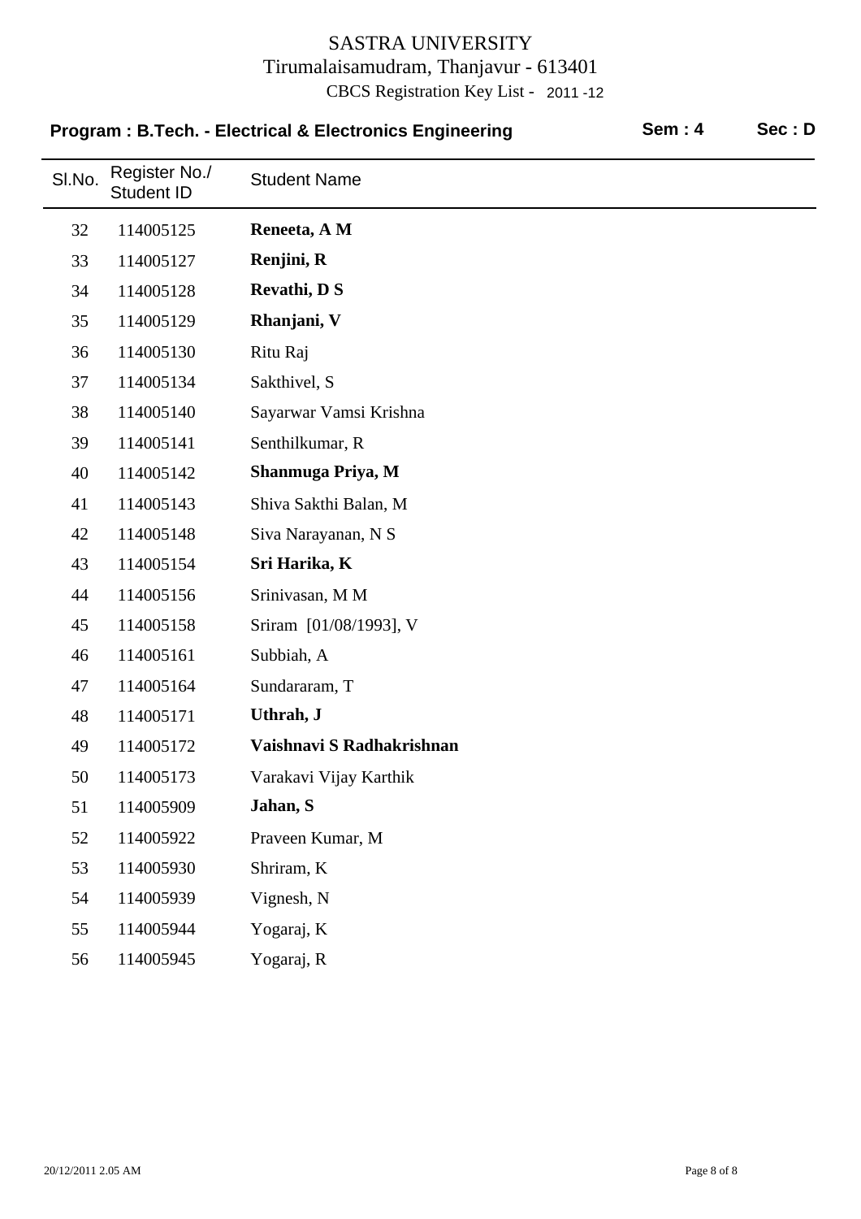# SASTRA UNIVERSITY

Tirumalaisamudram, Thanjavur - 613401

CBCS Registration Key List - 2011 -12

**Program : B.Tech. - Electrical & Electronics Engineering** **Sem : 4** **Sec : D**

| Sl.No. | Register No./ Student ID | Student Name |
|---|---|---|
| 32 | 114005125 | **Reneeta, A M** |
| 33 | 114005127 | **Renjini, R** |
| 34 | 114005128 | **Revathi, D S** |
| 35 | 114005129 | **Rhanjani, V** |
| 36 | 114005130 | Ritu Raj |
| 37 | 114005134 | Sakthivel, S |
| 38 | 114005140 | Sayarwar Vamsi Krishna |
| 39 | 114005141 | Senthilkumar, R |
| 40 | 114005142 | **Shanmuga Priya, M** |
| 41 | 114005143 | Shiva Sakthi Balan, M |
| 42 | 114005148 | Siva Narayanan, N S |
| 43 | 114005154 | **Sri Harika, K** |
| 44 | 114005156 | Srinivasan, M M |
| 45 | 114005158 | Sriram [01/08/1993], V |
| 46 | 114005161 | Subbiah, A |
| 47 | 114005164 | Sundararam, T |
| 48 | 114005171 | **Uthrah, J** |
| 49 | 114005172 | **Vaishnavi S Radhakrishnan** |
| 50 | 114005173 | Varakavi Vijay Karthik |
| 51 | 114005909 | **Jahan, S** |
| 52 | 114005922 | Praveen Kumar, M |
| 53 | 114005930 | Shriram, K |
| 54 | 114005939 | Vignesh, N |
| 55 | 114005944 | Yogaraj, K |
| 56 | 114005945 | Yogaraj, R |

20/12/2011 2.05 AM